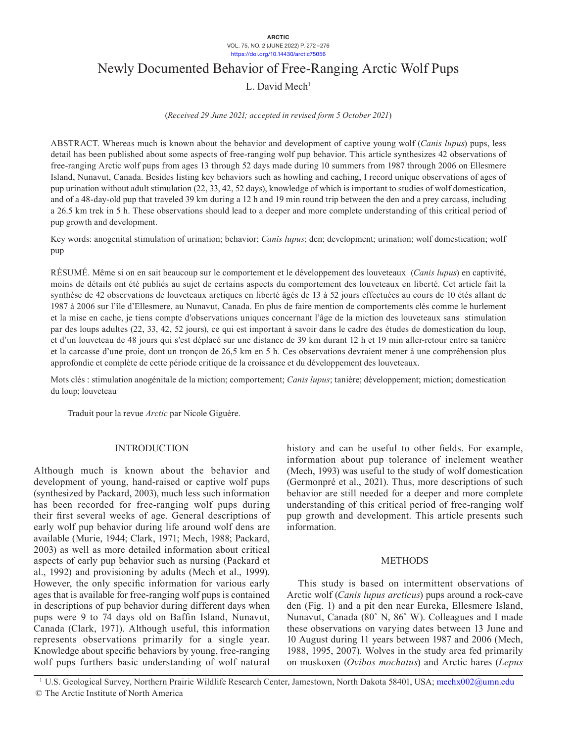# Newly Documented Behavior of Free-Ranging Arctic Wolf Pups

L. David Mech[1]

(*Received 29 June 2021; accepted in revised form 5 October 2021*)

ABSTRACT. Whereas much is known about the behavior and development of captive young wolf (*Canis lupus*) pups, less detail has been published about some aspects of free-ranging wolf pup behavior. This article synthesizes 42 observations of free-ranging Arctic wolf pups from ages 13 through 52 days made during 10 summers from 1987 through 2006 on Ellesmere Island, Nunavut, Canada. Besides listing key behaviors such as howling and caching, I record unique observations of ages of pup urination without adult stimulation (22, 33, 42, 52 days), knowledge of which is important to studies of wolf domestication, and of a 48-day-old pup that traveled 39 km during a 12 h and 19 min round trip between the den and a prey carcass, including a 26.5 km trek in 5 h. These observations should lead to a deeper and more complete understanding of this critical period of pup growth and development.

Key words: anogenital stimulation of urination; behavior; *Canis lupus*; den; development; urination; wolf domestication; wolf pup

RÉSUMÉ. Même si on en sait beaucoup sur le comportement et le développement des louveteaux (*Canis lupus*) en captivité, moins de détails ont été publiés au sujet de certains aspects du comportement des louveteaux en liberté. Cet article fait la synthèse de 42 observations de louveteaux arctiques en liberté âgés de 13 à 52 jours effectuées au cours de 10 étés allant de 1987 à 2006 sur l'île d'Ellesmere, au Nunavut, Canada. En plus de faire mention de comportements clés comme le hurlement et la mise en cache, je tiens compte d'observations uniques concernant l'âge de la miction des louveteaux sans stimulation par des loups adultes (22, 33, 42, 52 jours), ce qui est important à savoir dans le cadre des études de domestication du loup, et d'un louveteau de 48 jours qui s'est déplacé sur une distance de 39 km durant 12 h et 19 min aller-retour entre sa tanière et la carcasse d'une proie, dont un tronçon de 26,5 km en 5 h. Ces observations devraient mener à une compréhension plus approfondie et complète de cette période critique de la croissance et du développement des louveteaux.

Mots clés : stimulation anogénitale de la miction; comportement; *Canis lupus*; tanière; développement; miction; domestication du loup; louveteau

Traduit pour la revue *Arctic* par Nicole Giguère.

## INTRODUCTION

Although much is known about the behavior and development of young, hand-raised or captive wolf pups (synthesized by Packard, 2003), much less such information has been recorded for free-ranging wolf pups during their first several weeks of age. General descriptions of early wolf pup behavior during life around wolf dens are available (Murie, 1944; Clark, 1971; Mech, 1988; Packard, 2003) as well as more detailed information about critical aspects of early pup behavior such as nursing (Packard et al., 1992) and provisioning by adults (Mech et al., 1999). However, the only specific information for various early ages that is available for free-ranging wolf pups is contained in descriptions of pup behavior during different days when pups were 9 to 74 days old on Baffin Island, Nunavut, Canada (Clark, 1971). Although useful, this information represents observations primarily for a single year. Knowledge about specific behaviors by young, free-ranging wolf pups furthers basic understanding of wolf natural history and can be useful to other fields. For example, information about pup tolerance of inclement weather (Mech, 1993) was useful to the study of wolf domestication (Germonpré et al., 2021). Thus, more descriptions of such behavior are still needed for a deeper and more complete understanding of this critical period of free-ranging wolf pup growth and development. This article presents such information.

## METHODS

This study is based on intermittent observations of Arctic wolf (*Canis lupus arcticus*) pups around a rock-cave den (Fig. 1) and a pit den near Eureka, Ellesmere Island, Nunavut, Canada (80˚ N, 86˚ W). Colleagues and I made these observations on varying dates between 13 June and 10 August during 11 years between 1987 and 2006 (Mech, 1988, 1995, 2007). Wolves in the study area fed primarily on muskoxen (*Ovibos mochatus*) and Arctic hares (*Lepus*

[1] U.S. Geological Survey, Northern Prairie Wildlife Research Center, Jamestown, North Dakota 58401, USA; mechx002@umn.edu
© The Arctic Institute of North America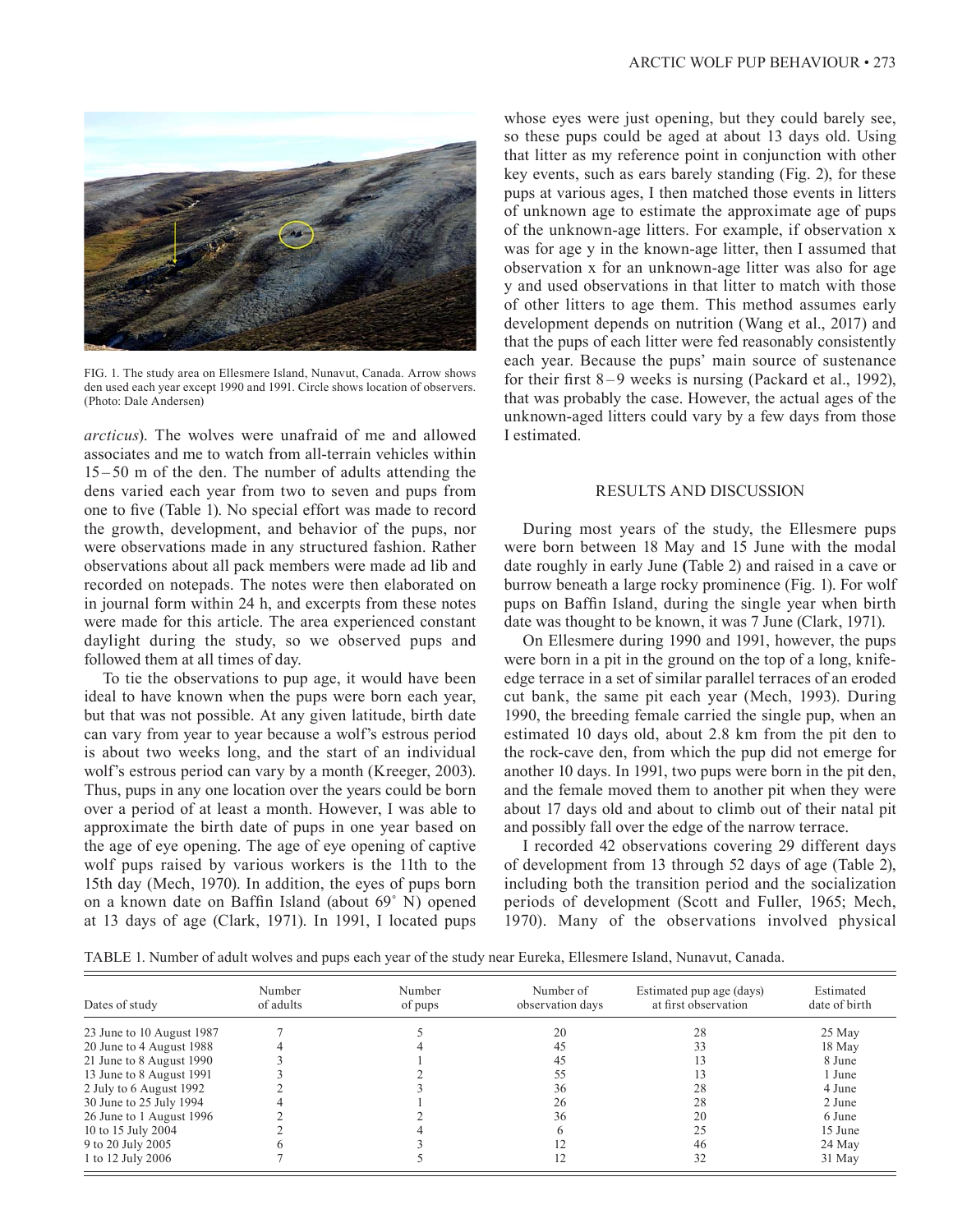FIG. 1. The study area on Ellesmere Island, Nunavut, Canada. Arrow shows den used each year except 1990 and 1991. Circle shows location of observers. (Photo: Dale Andersen)

*arcticus*). The wolves were unafraid of me and allowed associates and me to watch from all-terrain vehicles within 15–50 m of the den. The number of adults attending the dens varied each year from two to seven and pups from one to five (Table 1). No special effort was made to record the growth, development, and behavior of the pups, nor were observations made in any structured fashion. Rather observations about all pack members were made ad lib and recorded on notepads. The notes were then elaborated on in journal form within 24 h, and excerpts from these notes were made for this article. The area experienced constant daylight during the study, so we observed pups and followed them at all times of day.

To tie the observations to pup age, it would have been ideal to have known when the pups were born each year, but that was not possible. At any given latitude, birth date can vary from year to year because a wolf's estrous period is about two weeks long, and the start of an individual wolf's estrous period can vary by a month (Kreeger, 2003). Thus, pups in any one location over the years could be born over a period of at least a month. However, I was able to approximate the birth date of pups in one year based on the age of eye opening. The age of eye opening of captive wolf pups raised by various workers is the 11th to the 15th day (Mech, 1970). In addition, the eyes of pups born on a known date on Baffin Island (about 69˚ N) opened at 13 days of age (Clark, 1971). In 1991, I located pups whose eyes were just opening, but they could barely see, so these pups could be aged at about 13 days old. Using that litter as my reference point in conjunction with other key events, such as ears barely standing (Fig. 2), for these pups at various ages, I then matched those events in litters of unknown age to estimate the approximate age of pups of the unknown-age litters. For example, if observation x was for age y in the known-age litter, then I assumed that observation x for an unknown-age litter was also for age y and used observations in that litter to match with those of other litters to age them. This method assumes early development depends on nutrition (Wang et al., 2017) and that the pups of each litter were fed reasonably consistently each year. Because the pups' main source of sustenance for their first 8–9 weeks is nursing (Packard et al., 1992), that was probably the case. However, the actual ages of the unknown-aged litters could vary by a few days from those I estimated.

## RESULTS AND DISCUSSION

During most years of the study, the Ellesmere pups were born between 18 May and 15 June with the modal date roughly in early June (Table 2) and raised in a cave or burrow beneath a large rocky prominence (Fig. 1). For wolf pups on Baffin Island, during the single year when birth date was thought to be known, it was 7 June (Clark, 1971).

On Ellesmere during 1990 and 1991, however, the pups were born in a pit in the ground on the top of a long, knife-edge terrace in a set of similar parallel terraces of an eroded cut bank, the same pit each year (Mech, 1993). During 1990, the breeding female carried the single pup, when an estimated 10 days old, about 2.8 km from the pit den to the rock-cave den, from which the pup did not emerge for another 10 days. In 1991, two pups were born in the pit den, and the female moved them to another pit when they were about 17 days old and about to climb out of their natal pit and possibly fall over the edge of the narrow terrace.

I recorded 42 observations covering 29 different days of development from 13 through 52 days of age (Table 2), including both the transition period and the socialization periods of development (Scott and Fuller, 1965; Mech, 1970). Many of the observations involved physical

TABLE 1. Number of adult wolves and pups each year of the study near Eureka, Ellesmere Island, Nunavut, Canada.

| Dates of study | Number of adults | Number of pups | Number of observation days | Estimated pup age (days) at first observation | Estimated date of birth |
|---|---|---|---|---|---|
| 23 June to 10 August 1987 | 7 | 5 | 20 | 28 | 25 May |
| 20 June to 4 August 1988 | 4 | 4 | 45 | 33 | 18 May |
| 21 June to 8 August 1990 | 3 | 1 | 45 | 13 | 8 June |
| 13 June to 8 August 1991 | 3 | 2 | 55 | 13 | 1 June |
| 2 July to 6 August 1992 | 2 | 3 | 36 | 28 | 4 June |
| 30 June to 25 July 1994 | 4 | 1 | 26 | 28 | 2 June |
| 26 June to 1 August 1996 | 2 | 2 | 36 | 20 | 6 June |
| 10 to 15 July 2004 | 2 | 4 | 6 | 25 | 15 June |
| 9 to 20 July 2005 | 6 | 3 | 12 | 46 | 24 May |
| 1 to 12 July 2006 | 7 | 5 | 12 | 32 | 31 May |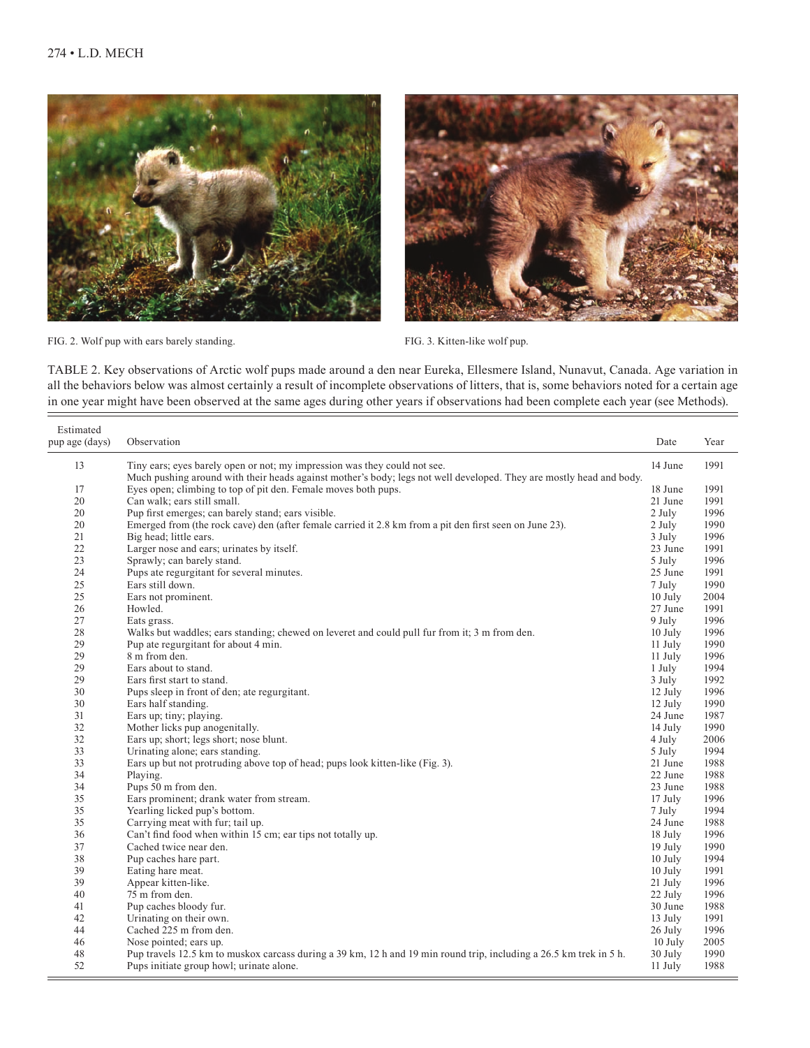FIG. 2. Wolf pup with ears barely standing.

FIG. 3. Kitten-like wolf pup.

TABLE 2. Key observations of Arctic wolf pups made around a den near Eureka, Ellesmere Island, Nunavut, Canada. Age variation in all the behaviors below was almost certainly a result of incomplete observations of litters, that is, some behaviors noted for a certain age in one year might have been observed at the same ages during other years if observations had been complete each year (see Methods).

| Estimated pup age (days) | Observation | Date | Year |
|---|---|---|---|
| 13 | Tiny ears; eyes barely open or not; my impression was they could not see. Much pushing around with their heads against mother's body; legs not well developed. They are mostly head and body. | 14 June | 1991 |
| 17 | Eyes open; climbing to top of pit den. Female moves both pups. | 18 June | 1991 |
| 20 | Can walk; ears still small. | 21 June | 1991 |
| 20 | Pup first emerges; can barely stand; ears visible. | 2 July | 1996 |
| 20 | Emerged from (the rock cave) den (after female carried it 2.8 km from a pit den first seen on June 23). | 2 July | 1990 |
| 21 | Big head; little ears. | 3 July | 1996 |
| 22 | Larger nose and ears; urinates by itself. | 23 June | 1991 |
| 23 | Sprawly; can barely stand. | 5 July | 1996 |
| 24 | Pups ate regurgitant for several minutes. | 25 June | 1991 |
| 25 | Ears still down. | 7 July | 1990 |
| 25 | Ears not prominent. | 10 July | 2004 |
| 26 | Howled. | 27 June | 1991 |
| 27 | Eats grass. | 9 July | 1996 |
| 28 | Walks but waddles; ears standing; chewed on leveret and could pull fur from it; 3 m from den. | 10 July | 1996 |
| 29 | Pup ate regurgitant for about 4 min. | 11 July | 1990 |
| 29 | 8 m from den. | 11 July | 1996 |
| 29 | Ears about to stand. | 1 July | 1994 |
| 29 | Ears first start to stand. | 3 July | 1992 |
| 30 | Pups sleep in front of den; ate regurgitant. | 12 July | 1996 |
| 30 | Ears half standing. | 12 July | 1990 |
| 31 | Ears up; tiny; playing. | 24 June | 1987 |
| 32 | Mother licks pup anogenitally. | 14 July | 1990 |
| 32 | Ears up; short; legs short; nose blunt. | 4 July | 2006 |
| 33 | Urinating alone; ears standing. | 5 July | 1994 |
| 33 | Ears up but not protruding above top of head; pups look kitten-like (Fig. 3). | 21 June | 1988 |
| 34 | Playing. | 22 June | 1988 |
| 34 | Pups 50 m from den. | 23 June | 1988 |
| 35 | Ears prominent; drank water from stream. | 17 July | 1996 |
| 35 | Yearling licked pup's bottom. | 7 July | 1994 |
| 35 | Carrying meat with fur; tail up. | 24 June | 1988 |
| 36 | Can't find food when within 15 cm; ear tips not totally up. | 18 July | 1996 |
| 37 | Cached twice near den. | 19 July | 1990 |
| 38 | Pup caches hare part. | 10 July | 1994 |
| 39 | Eating hare meat. | 10 July | 1991 |
| 39 | Appear kitten-like. | 21 July | 1996 |
| 40 | 75 m from den. | 22 July | 1996 |
| 41 | Pup caches bloody fur. | 30 June | 1988 |
| 42 | Urinating on their own. | 13 July | 1991 |
| 44 | Cached 225 m from den. | 26 July | 1996 |
| 46 | Nose pointed; ears up. | 10 July | 2005 |
| 48 | Pup travels 12.5 km to muskox carcass during a 39 km, 12 h and 19 min round trip, including a 26.5 km trek in 5 h. | 30 July | 1990 |
| 52 | Pups initiate group howl; urinate alone. | 11 July | 1988 |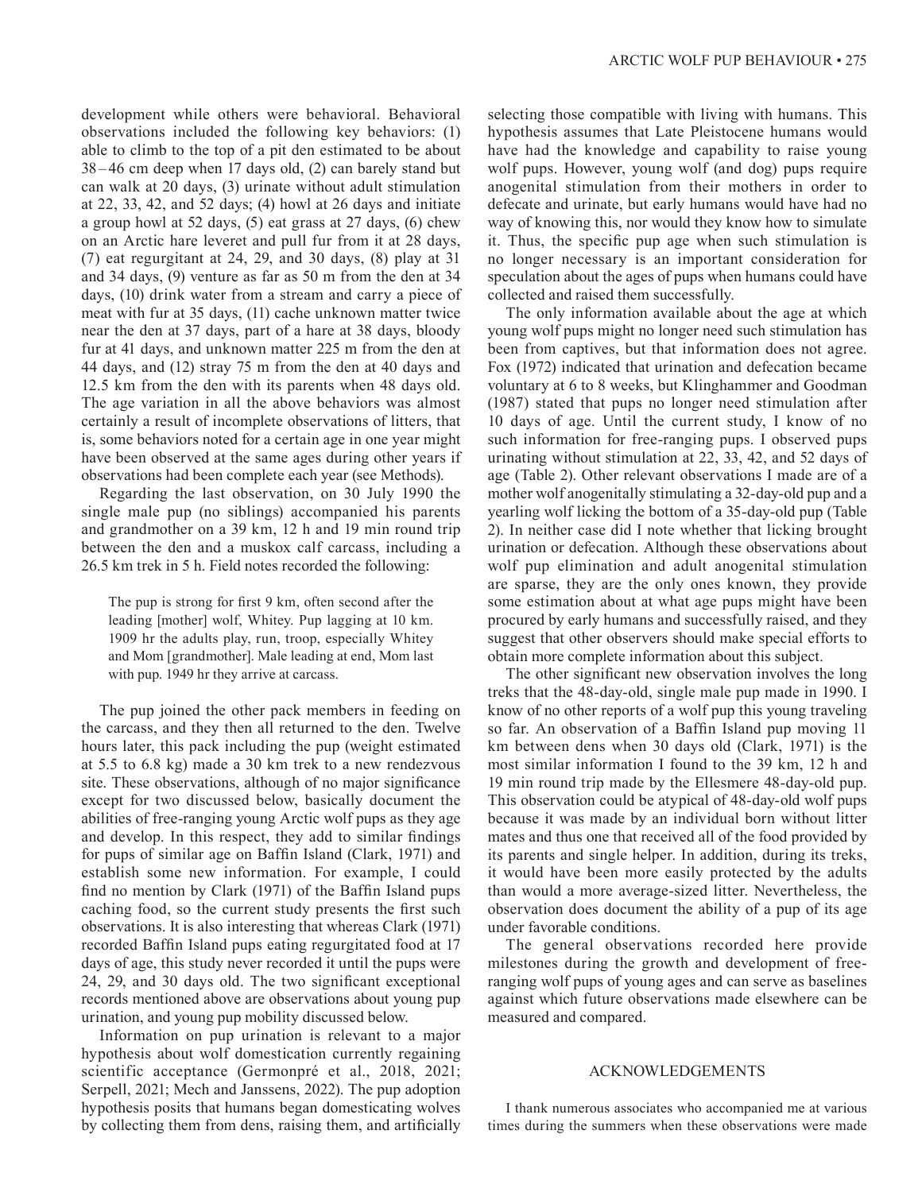development while others were behavioral. Behavioral observations included the following key behaviors: (1) able to climb to the top of a pit den estimated to be about 38–46 cm deep when 17 days old, (2) can barely stand but can walk at 20 days, (3) urinate without adult stimulation at 22, 33, 42, and 52 days; (4) howl at 26 days and initiate a group howl at 52 days, (5) eat grass at 27 days, (6) chew on an Arctic hare leveret and pull fur from it at 28 days, (7) eat regurgitant at 24, 29, and 30 days, (8) play at 31 and 34 days, (9) venture as far as 50 m from the den at 34 days, (10) drink water from a stream and carry a piece of meat with fur at 35 days, (11) cache unknown matter twice near the den at 37 days, part of a hare at 38 days, bloody fur at 41 days, and unknown matter 225 m from the den at 44 days, and (12) stray 75 m from the den at 40 days and 12.5 km from the den with its parents when 48 days old. The age variation in all the above behaviors was almost certainly a result of incomplete observations of litters, that is, some behaviors noted for a certain age in one year might have been observed at the same ages during other years if observations had been complete each year (see Methods).

Regarding the last observation, on 30 July 1990 the single male pup (no siblings) accompanied his parents and grandmother on a 39 km, 12 h and 19 min round trip between the den and a muskox calf carcass, including a 26.5 km trek in 5 h. Field notes recorded the following:

> The pup is strong for first 9 km, often second after the leading [mother] wolf, Whitey. Pup lagging at 10 km. 1909 hr the adults play, run, troop, especially Whitey and Mom [grandmother]. Male leading at end, Mom last with pup. 1949 hr they arrive at carcass.

The pup joined the other pack members in feeding on the carcass, and they then all returned to the den. Twelve hours later, this pack including the pup (weight estimated at 5.5 to 6.8 kg) made a 30 km trek to a new rendezvous site. These observations, although of no major significance except for two discussed below, basically document the abilities of free-ranging young Arctic wolf pups as they age and develop. In this respect, they add to similar findings for pups of similar age on Baffin Island (Clark, 1971) and establish some new information. For example, I could find no mention by Clark (1971) of the Baffin Island pups caching food, so the current study presents the first such observations. It is also interesting that whereas Clark (1971) recorded Baffin Island pups eating regurgitated food at 17 days of age, this study never recorded it until the pups were 24, 29, and 30 days old. The two significant exceptional records mentioned above are observations about young pup urination, and young pup mobility discussed below.

Information on pup urination is relevant to a major hypothesis about wolf domestication currently regaining scientific acceptance (Germonpré et al., 2018, 2021; Serpell, 2021; Mech and Janssens, 2022). The pup adoption hypothesis posits that humans began domesticating wolves by collecting them from dens, raising them, and artificially selecting those compatible with living with humans. This hypothesis assumes that Late Pleistocene humans would have had the knowledge and capability to raise young wolf pups. However, young wolf (and dog) pups require anogenital stimulation from their mothers in order to defecate and urinate, but early humans would have had no way of knowing this, nor would they know how to simulate it. Thus, the specific pup age when such stimulation is no longer necessary is an important consideration for speculation about the ages of pups when humans could have collected and raised them successfully.

The only information available about the age at which young wolf pups might no longer need such stimulation has been from captives, but that information does not agree. Fox (1972) indicated that urination and defecation became voluntary at 6 to 8 weeks, but Klinghammer and Goodman (1987) stated that pups no longer need stimulation after 10 days of age. Until the current study, I know of no such information for free-ranging pups. I observed pups urinating without stimulation at 22, 33, 42, and 52 days of age (Table 2). Other relevant observations I made are of a mother wolf anogenitally stimulating a 32-day-old pup and a yearling wolf licking the bottom of a 35-day-old pup (Table 2). In neither case did I note whether that licking brought urination or defecation. Although these observations about wolf pup elimination and adult anogenital stimulation are sparse, they are the only ones known, they provide some estimation about at what age pups might have been procured by early humans and successfully raised, and they suggest that other observers should make special efforts to obtain more complete information about this subject.

The other significant new observation involves the long treks that the 48-day-old, single male pup made in 1990. I know of no other reports of a wolf pup this young traveling so far. An observation of a Baffin Island pup moving 11 km between dens when 30 days old (Clark, 1971) is the most similar information I found to the 39 km, 12 h and 19 min round trip made by the Ellesmere 48-day-old pup. This observation could be atypical of 48-day-old wolf pups because it was made by an individual born without litter mates and thus one that received all of the food provided by its parents and single helper. In addition, during its treks, it would have been more easily protected by the adults than would a more average-sized litter. Nevertheless, the observation does document the ability of a pup of its age under favorable conditions.

The general observations recorded here provide milestones during the growth and development of free-ranging wolf pups of young ages and can serve as baselines against which future observations made elsewhere can be measured and compared.

## ACKNOWLEDGEMENTS

I thank numerous associates who accompanied me at various times during the summers when these observations were made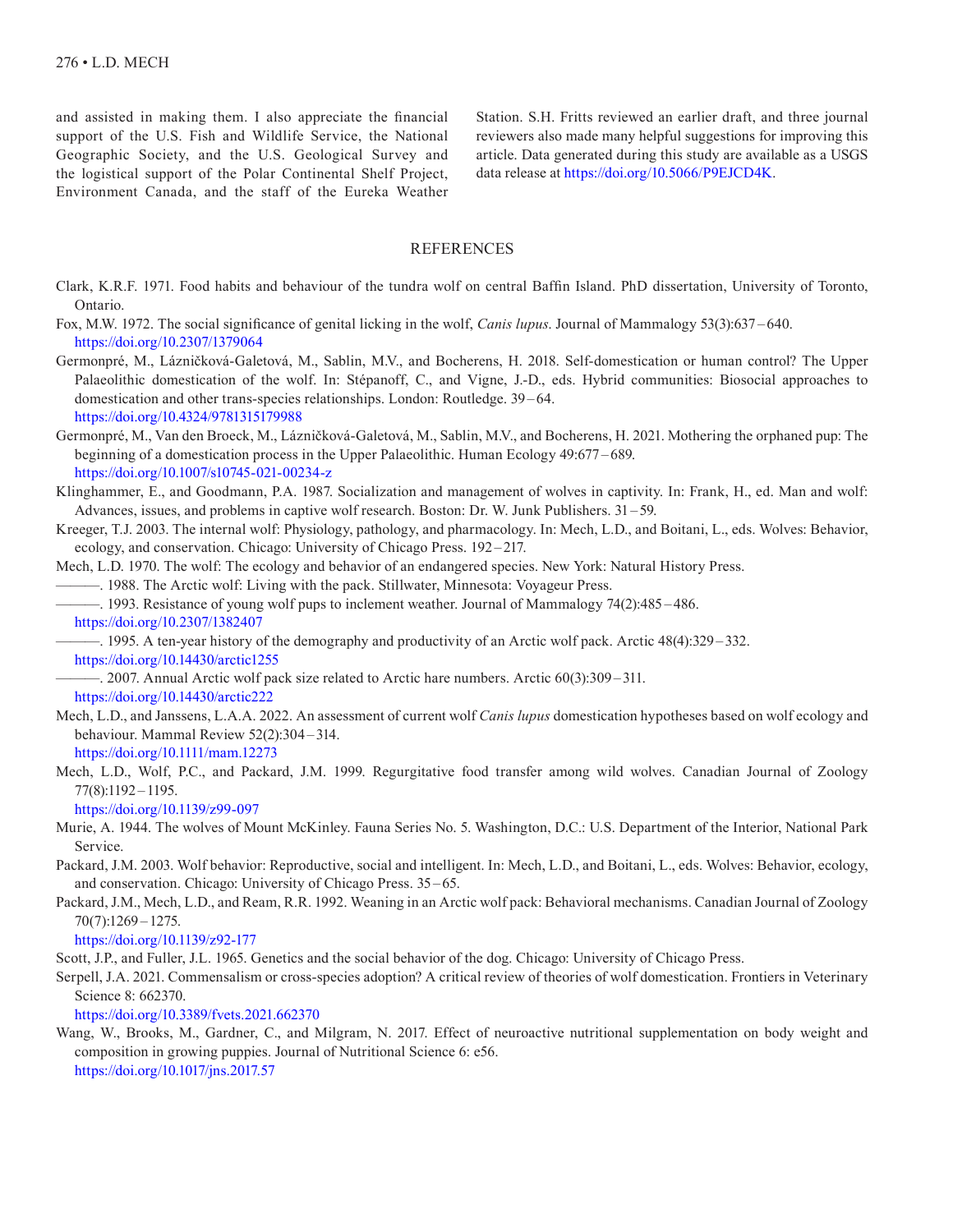and assisted in making them. I also appreciate the financial support of the U.S. Fish and Wildlife Service, the National Geographic Society, and the U.S. Geological Survey and the logistical support of the Polar Continental Shelf Project, Environment Canada, and the staff of the Eureka Weather Station. S.H. Fritts reviewed an earlier draft, and three journal reviewers also made many helpful suggestions for improving this article. Data generated during this study are available as a USGS data release at https://doi.org/10.5066/P9EJCD4K.

## REFERENCES

Clark, K.R.F. 1971. Food habits and behaviour of the tundra wolf on central Baffin Island. PhD dissertation, University of Toronto, Ontario.

Fox, M.W. 1972. The social significance of genital licking in the wolf, *Canis lupus*. Journal of Mammalogy 53(3):637–640. https://doi.org/10.2307/1379064

Germonpré, M., Lázničková-Galetová, M., Sablin, M.V., and Bocherens, H. 2018. Self-domestication or human control? The Upper Palaeolithic domestication of the wolf. In: Stépanoff, C., and Vigne, J.-D., eds. Hybrid communities: Biosocial approaches to domestication and other trans-species relationships. London: Routledge. 39–64. https://doi.org/10.4324/9781315179988

Germonpré, M., Van den Broeck, M., Lázničková-Galetová, M., Sablin, M.V., and Bocherens, H. 2021. Mothering the orphaned pup: The beginning of a domestication process in the Upper Palaeolithic. Human Ecology 49:677–689. https://doi.org/10.1007/s10745-021-00234-z

Klinghammer, E., and Goodmann, P.A. 1987. Socialization and management of wolves in captivity. In: Frank, H., ed. Man and wolf: Advances, issues, and problems in captive wolf research. Boston: Dr. W. Junk Publishers. 31–59.

Kreeger, T.J. 2003. The internal wolf: Physiology, pathology, and pharmacology. In: Mech, L.D., and Boitani, L., eds. Wolves: Behavior, ecology, and conservation. Chicago: University of Chicago Press. 192–217.

Mech, L.D. 1970. The wolf: The ecology and behavior of an endangered species. New York: Natural History Press.

———. 1988. The Arctic wolf: Living with the pack. Stillwater, Minnesota: Voyageur Press.

———. 1993. Resistance of young wolf pups to inclement weather. Journal of Mammalogy 74(2):485–486. https://doi.org/10.2307/1382407

———. 1995. A ten-year history of the demography and productivity of an Arctic wolf pack. Arctic 48(4):329–332. https://doi.org/10.14430/arctic1255

———. 2007. Annual Arctic wolf pack size related to Arctic hare numbers. Arctic 60(3):309–311. https://doi.org/10.14430/arctic222

Mech, L.D., and Janssens, L.A.A. 2022. An assessment of current wolf *Canis lupus* domestication hypotheses based on wolf ecology and behaviour. Mammal Review 52(2):304–314. https://doi.org/10.1111/mam.12273

Mech, L.D., Wolf, P.C., and Packard, J.M. 1999. Regurgitative food transfer among wild wolves. Canadian Journal of Zoology 77(8):1192–1195. https://doi.org/10.1139/z99-097

Murie, A. 1944. The wolves of Mount McKinley. Fauna Series No. 5. Washington, D.C.: U.S. Department of the Interior, National Park Service.

Packard, J.M. 2003. Wolf behavior: Reproductive, social and intelligent. In: Mech, L.D., and Boitani, L., eds. Wolves: Behavior, ecology, and conservation. Chicago: University of Chicago Press. 35–65.

Packard, J.M., Mech, L.D., and Ream, R.R. 1992. Weaning in an Arctic wolf pack: Behavioral mechanisms. Canadian Journal of Zoology 70(7):1269–1275. https://doi.org/10.1139/z92-177

Scott, J.P., and Fuller, J.L. 1965. Genetics and the social behavior of the dog. Chicago: University of Chicago Press.

Serpell, J.A. 2021. Commensalism or cross-species adoption? A critical review of theories of wolf domestication. Frontiers in Veterinary Science 8: 662370. https://doi.org/10.3389/fvets.2021.662370

Wang, W., Brooks, M., Gardner, C., and Milgram, N. 2017. Effect of neuroactive nutritional supplementation on body weight and composition in growing puppies. Journal of Nutritional Science 6: e56. https://doi.org/10.1017/jns.2017.57